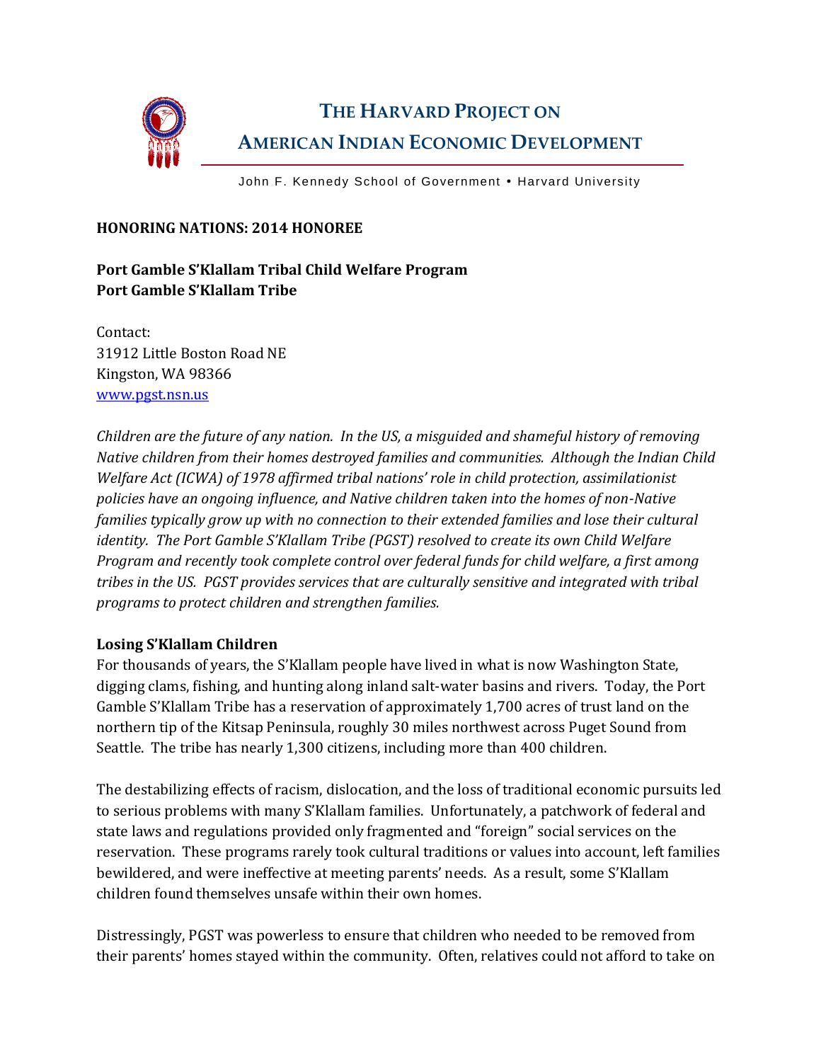# THE HARVARD PROJECT ON AMERICAN INDIAN ECONOMIC DEVELOPMENT

John F. Kennedy School of Government • Harvard University

**HONORING NATIONS: 2014 HONOREE**

**Port Gamble S'Klallam Tribal Child Welfare Program**
**Port Gamble S'Klallam Tribe**

Contact:
31912 Little Boston Road NE
Kingston, WA 98366
www.pgst.nsn.us

*Children are the future of any nation. In the US, a misguided and shameful history of removing Native children from their homes destroyed families and communities. Although the Indian Child Welfare Act (ICWA) of 1978 affirmed tribal nations' role in child protection, assimilationist policies have an ongoing influence, and Native children taken into the homes of non-Native families typically grow up with no connection to their extended families and lose their cultural identity. The Port Gamble S'Klallam Tribe (PGST) resolved to create its own Child Welfare Program and recently took complete control over federal funds for child welfare, a first among tribes in the US. PGST provides services that are culturally sensitive and integrated with tribal programs to protect children and strengthen families.*

**Losing S'Klallam Children**

For thousands of years, the S'Klallam people have lived in what is now Washington State, digging clams, fishing, and hunting along inland salt-water basins and rivers. Today, the Port Gamble S'Klallam Tribe has a reservation of approximately 1,700 acres of trust land on the northern tip of the Kitsap Peninsula, roughly 30 miles northwest across Puget Sound from Seattle. The tribe has nearly 1,300 citizens, including more than 400 children.

The destabilizing effects of racism, dislocation, and the loss of traditional economic pursuits led to serious problems with many S'Klallam families. Unfortunately, a patchwork of federal and state laws and regulations provided only fragmented and "foreign" social services on the reservation. These programs rarely took cultural traditions or values into account, left families bewildered, and were ineffective at meeting parents' needs. As a result, some S'Klallam children found themselves unsafe within their own homes.

Distressingly, PGST was powerless to ensure that children who needed to be removed from their parents' homes stayed within the community. Often, relatives could not afford to take on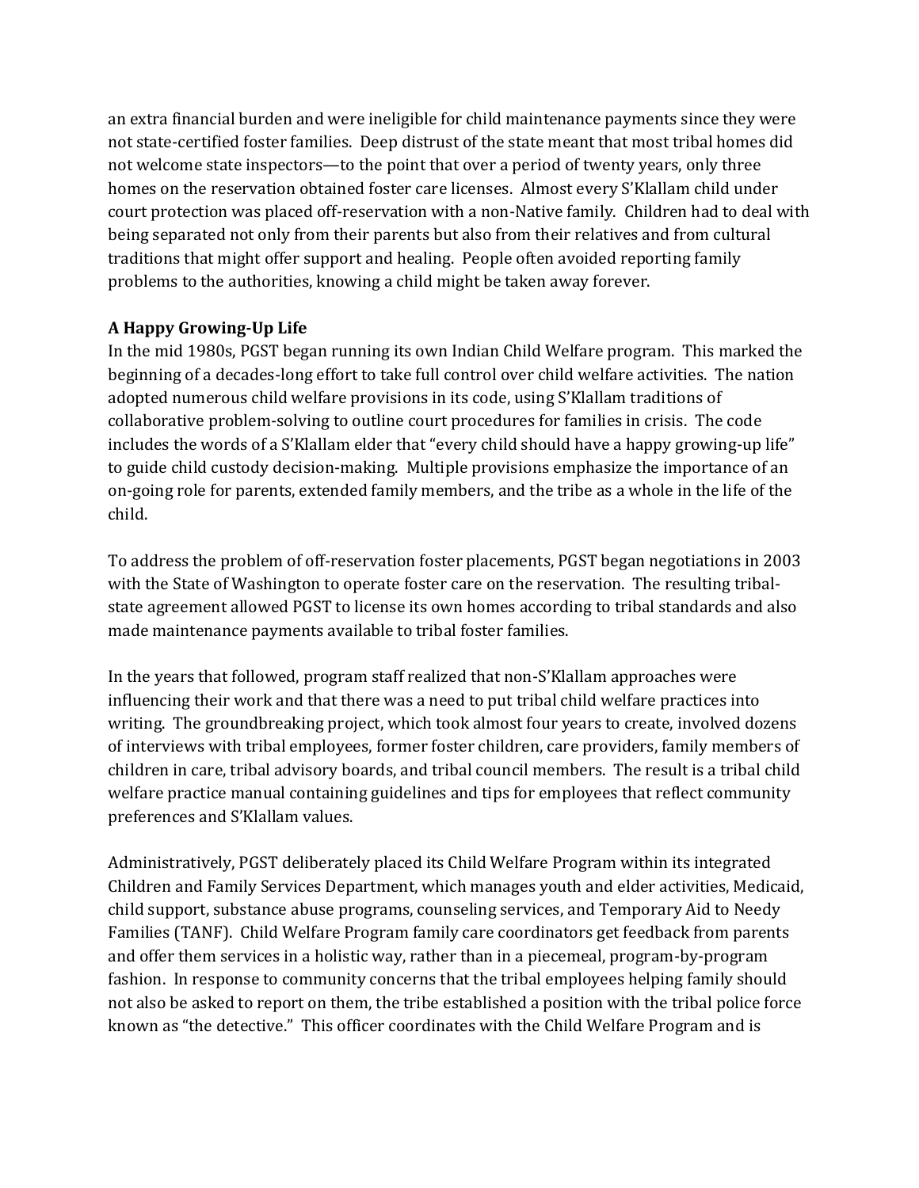an extra financial burden and were ineligible for child maintenance payments since they were not state-certified foster families. Deep distrust of the state meant that most tribal homes did not welcome state inspectors—to the point that over a period of twenty years, only three homes on the reservation obtained foster care licenses. Almost every S'Klallam child under court protection was placed off-reservation with a non-Native family. Children had to deal with being separated not only from their parents but also from their relatives and from cultural traditions that might offer support and healing. People often avoided reporting family problems to the authorities, knowing a child might be taken away forever.

**A Happy Growing-Up Life**

In the mid 1980s, PGST began running its own Indian Child Welfare program. This marked the beginning of a decades-long effort to take full control over child welfare activities. The nation adopted numerous child welfare provisions in its code, using S'Klallam traditions of collaborative problem-solving to outline court procedures for families in crisis. The code includes the words of a S'Klallam elder that "every child should have a happy growing-up life" to guide child custody decision-making. Multiple provisions emphasize the importance of an on-going role for parents, extended family members, and the tribe as a whole in the life of the child.

To address the problem of off-reservation foster placements, PGST began negotiations in 2003 with the State of Washington to operate foster care on the reservation. The resulting tribal-state agreement allowed PGST to license its own homes according to tribal standards and also made maintenance payments available to tribal foster families.

In the years that followed, program staff realized that non-S'Klallam approaches were influencing their work and that there was a need to put tribal child welfare practices into writing. The groundbreaking project, which took almost four years to create, involved dozens of interviews with tribal employees, former foster children, care providers, family members of children in care, tribal advisory boards, and tribal council members. The result is a tribal child welfare practice manual containing guidelines and tips for employees that reflect community preferences and S'Klallam values.

Administratively, PGST deliberately placed its Child Welfare Program within its integrated Children and Family Services Department, which manages youth and elder activities, Medicaid, child support, substance abuse programs, counseling services, and Temporary Aid to Needy Families (TANF). Child Welfare Program family care coordinators get feedback from parents and offer them services in a holistic way, rather than in a piecemeal, program-by-program fashion. In response to community concerns that the tribal employees helping family should not also be asked to report on them, the tribe established a position with the tribal police force known as "the detective." This officer coordinates with the Child Welfare Program and is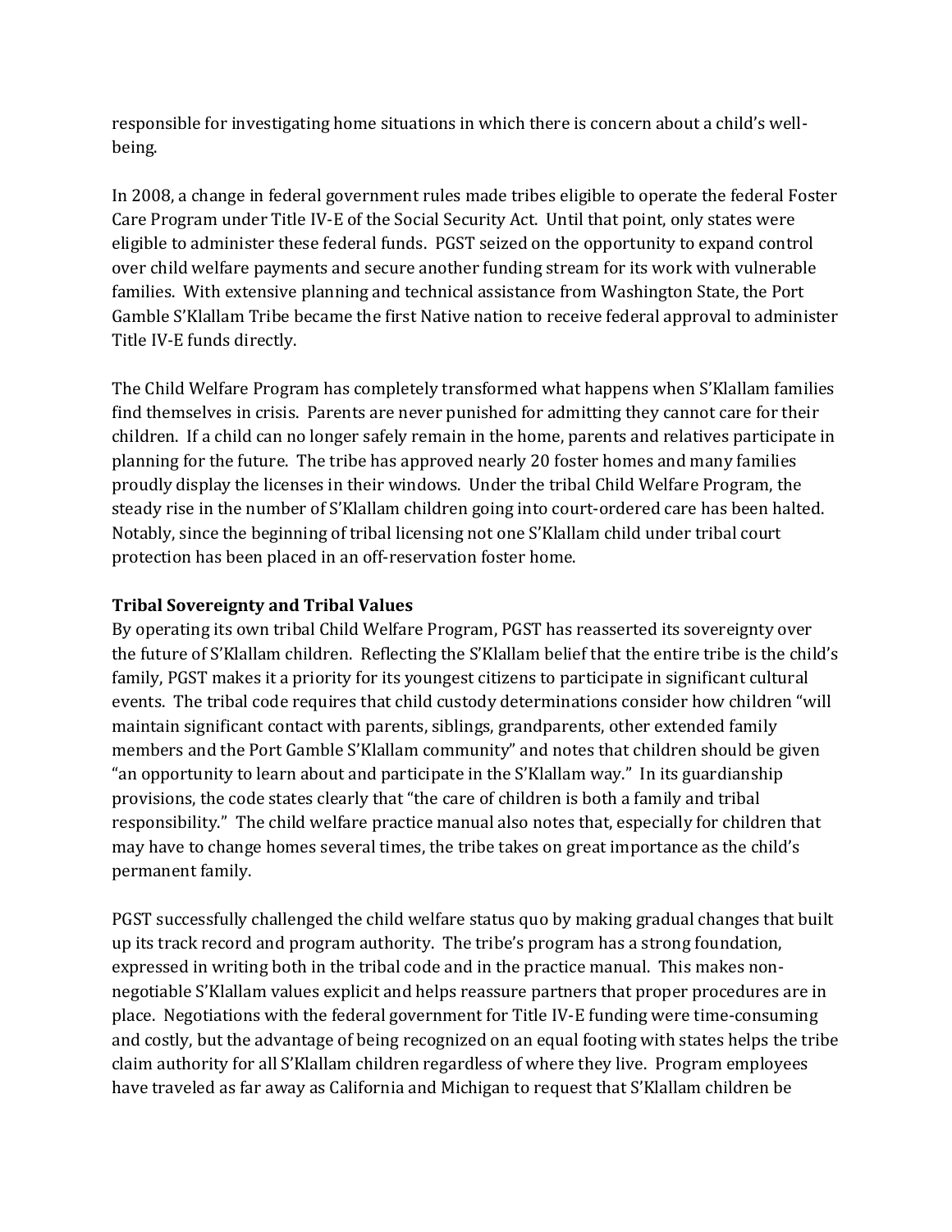responsible for investigating home situations in which there is concern about a child's well-being.

In 2008, a change in federal government rules made tribes eligible to operate the federal Foster Care Program under Title IV-E of the Social Security Act. Until that point, only states were eligible to administer these federal funds. PGST seized on the opportunity to expand control over child welfare payments and secure another funding stream for its work with vulnerable families. With extensive planning and technical assistance from Washington State, the Port Gamble S'Klallam Tribe became the first Native nation to receive federal approval to administer Title IV-E funds directly.

The Child Welfare Program has completely transformed what happens when S'Klallam families find themselves in crisis. Parents are never punished for admitting they cannot care for their children. If a child can no longer safely remain in the home, parents and relatives participate in planning for the future. The tribe has approved nearly 20 foster homes and many families proudly display the licenses in their windows. Under the tribal Child Welfare Program, the steady rise in the number of S'Klallam children going into court-ordered care has been halted. Notably, since the beginning of tribal licensing not one S'Klallam child under tribal court protection has been placed in an off-reservation foster home.

**Tribal Sovereignty and Tribal Values**

By operating its own tribal Child Welfare Program, PGST has reasserted its sovereignty over the future of S'Klallam children. Reflecting the S'Klallam belief that the entire tribe is the child's family, PGST makes it a priority for its youngest citizens to participate in significant cultural events. The tribal code requires that child custody determinations consider how children "will maintain significant contact with parents, siblings, grandparents, other extended family members and the Port Gamble S'Klallam community" and notes that children should be given "an opportunity to learn about and participate in the S'Klallam way." In its guardianship provisions, the code states clearly that "the care of children is both a family and tribal responsibility." The child welfare practice manual also notes that, especially for children that may have to change homes several times, the tribe takes on great importance as the child's permanent family.

PGST successfully challenged the child welfare status quo by making gradual changes that built up its track record and program authority. The tribe's program has a strong foundation, expressed in writing both in the tribal code and in the practice manual. This makes non-negotiable S'Klallam values explicit and helps reassure partners that proper procedures are in place. Negotiations with the federal government for Title IV-E funding were time-consuming and costly, but the advantage of being recognized on an equal footing with states helps the tribe claim authority for all S'Klallam children regardless of where they live. Program employees have traveled as far away as California and Michigan to request that S'Klallam children be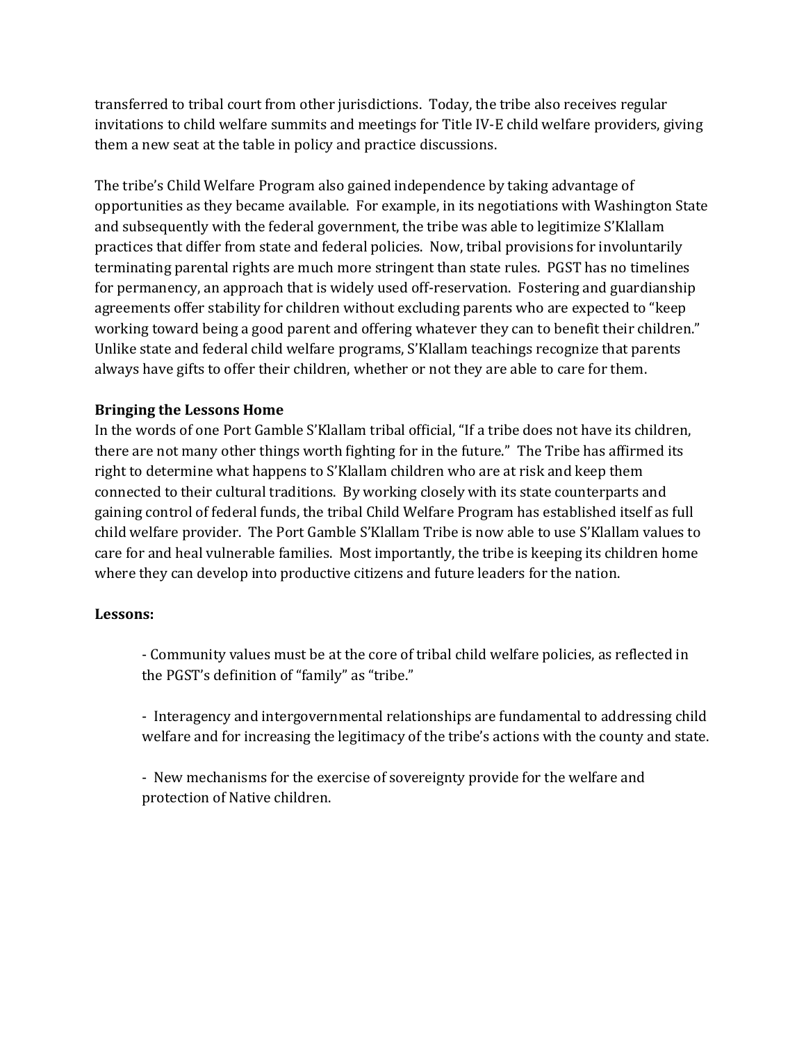transferred to tribal court from other jurisdictions. Today, the tribe also receives regular invitations to child welfare summits and meetings for Title IV-E child welfare providers, giving them a new seat at the table in policy and practice discussions.

The tribe's Child Welfare Program also gained independence by taking advantage of opportunities as they became available. For example, in its negotiations with Washington State and subsequently with the federal government, the tribe was able to legitimize S'Klallam practices that differ from state and federal policies. Now, tribal provisions for involuntarily terminating parental rights are much more stringent than state rules. PGST has no timelines for permanency, an approach that is widely used off-reservation. Fostering and guardianship agreements offer stability for children without excluding parents who are expected to "keep working toward being a good parent and offering whatever they can to benefit their children." Unlike state and federal child welfare programs, S'Klallam teachings recognize that parents always have gifts to offer their children, whether or not they are able to care for them.

**Bringing the Lessons Home**

In the words of one Port Gamble S'Klallam tribal official, "If a tribe does not have its children, there are not many other things worth fighting for in the future." The Tribe has affirmed its right to determine what happens to S'Klallam children who are at risk and keep them connected to their cultural traditions. By working closely with its state counterparts and gaining control of federal funds, the tribal Child Welfare Program has established itself as full child welfare provider. The Port Gamble S'Klallam Tribe is now able to use S'Klallam values to care for and heal vulnerable families. Most importantly, the tribe is keeping its children home where they can develop into productive citizens and future leaders for the nation.

**Lessons:**

- Community values must be at the core of tribal child welfare policies, as reflected in the PGST's definition of "family" as "tribe."

- Interagency and intergovernmental relationships are fundamental to addressing child welfare and for increasing the legitimacy of the tribe's actions with the county and state.

- New mechanisms for the exercise of sovereignty provide for the welfare and protection of Native children.